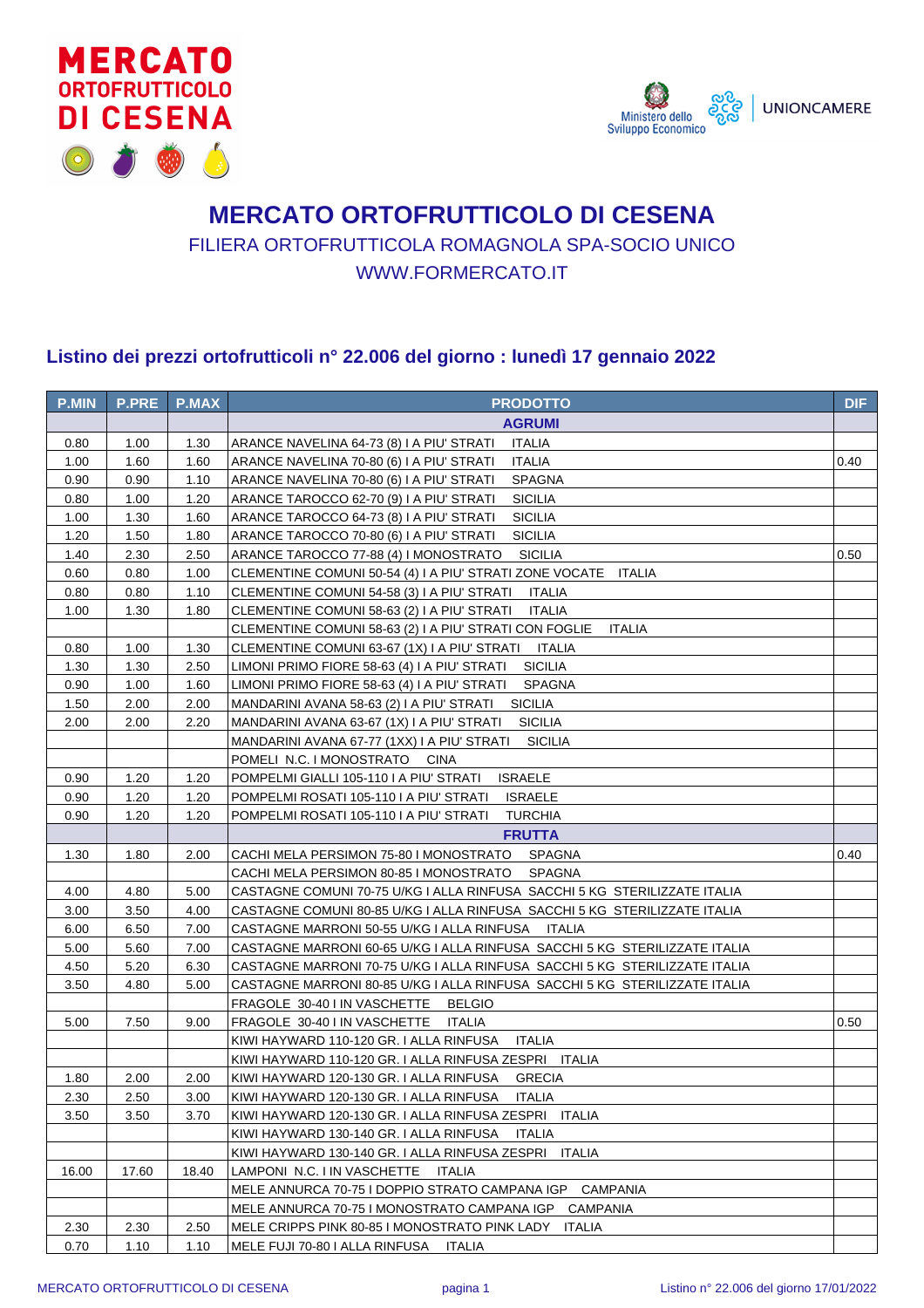# MERCATO ORTOFRUTTICOLO DI CESENA

FILIERA ORTOFRUTTICOLA ROMAGNOLA SPA-SOCIO UNICO

WWW.FORMERCATO.IT

## Listino dei prezzi ortofrutticoli n° 22.006 del giorno : lunedì 17 gennaio 2022

| P.MIN | P.PRE | P.MAX | PRODOTTO | DIF |
|---|---|---|---|---|
| | | | **AGRUMI** | |
| 0.80 | 1.00 | 1.30 | ARANCE NAVELINA 64-73 (8) I A PIU' STRATI ITALIA | |
| 1.00 | 1.60 | 1.60 | ARANCE NAVELINA 70-80 (6) I A PIU' STRATI ITALIA | 0.40 |
| 0.90 | 0.90 | 1.10 | ARANCE NAVELINA 70-80 (6) I A PIU' STRATI SPAGNA | |
| 0.80 | 1.00 | 1.20 | ARANCE TAROCCO 62-70 (9) I A PIU' STRATI SICILIA | |
| 1.00 | 1.30 | 1.60 | ARANCE TAROCCO 64-73 (8) I A PIU' STRATI SICILIA | |
| 1.20 | 1.50 | 1.80 | ARANCE TAROCCO 70-80 (6) I A PIU' STRATI SICILIA | |
| 1.40 | 2.30 | 2.50 | ARANCE TAROCCO 77-88 (4) I MONOSTRATO SICILIA | 0.50 |
| 0.60 | 0.80 | 1.00 | CLEMENTINE COMUNI 50-54 (4) I A PIU' STRATI ZONE VOCATE ITALIA | |
| 0.80 | 0.80 | 1.10 | CLEMENTINE COMUNI 54-58 (3) I A PIU' STRATI ITALIA | |
| 1.00 | 1.30 | 1.80 | CLEMENTINE COMUNI 58-63 (2) I A PIU' STRATI ITALIA | |
| | | | CLEMENTINE COMUNI 58-63 (2) I A PIU' STRATI CON FOGLIE ITALIA | |
| 0.80 | 1.00 | 1.30 | CLEMENTINE COMUNI 63-67 (1X) I A PIU' STRATI ITALIA | |
| 1.30 | 1.30 | 2.50 | LIMONI PRIMO FIORE 58-63 (4) I A PIU' STRATI SICILIA | |
| 0.90 | 1.00 | 1.60 | LIMONI PRIMO FIORE 58-63 (4) I A PIU' STRATI SPAGNA | |
| 1.50 | 2.00 | 2.00 | MANDARINI AVANA 58-63 (2) I A PIU' STRATI SICILIA | |
| 2.00 | 2.00 | 2.20 | MANDARINI AVANA 63-67 (1X) I A PIU' STRATI SICILIA | |
| | | | MANDARINI AVANA 67-77 (1XX) I A PIU' STRATI SICILIA | |
| | | | POMELI N.C. I MONOSTRATO CINA | |
| 0.90 | 1.20 | 1.20 | POMPELMI GIALLI 105-110 I A PIU' STRATI ISRAELE | |
| 0.90 | 1.20 | 1.20 | POMPELMI ROSATI 105-110 I A PIU' STRATI ISRAELE | |
| 0.90 | 1.20 | 1.20 | POMPELMI ROSATI 105-110 I A PIU' STRATI TURCHIA | |
| | | | **FRUTTA** | |
| 1.30 | 1.80 | 2.00 | CACHI MELA PERSIMON 75-80 I MONOSTRATO SPAGNA | 0.40 |
| | | | CACHI MELA PERSIMON 80-85 I MONOSTRATO SPAGNA | |
| 4.00 | 4.80 | 5.00 | CASTAGNE COMUNI 70-75 U/KG I ALLA RINFUSA SACCHI 5 KG STERILIZZATE ITALIA | |
| 3.00 | 3.50 | 4.00 | CASTAGNE COMUNI 80-85 U/KG I ALLA RINFUSA SACCHI 5 KG STERILIZZATE ITALIA | |
| 6.00 | 6.50 | 7.00 | CASTAGNE MARRONI 50-55 U/KG I ALLA RINFUSA ITALIA | |
| 5.00 | 5.60 | 7.00 | CASTAGNE MARRONI 60-65 U/KG I ALLA RINFUSA SACCHI 5 KG STERILIZZATE ITALIA | |
| 4.50 | 5.20 | 6.30 | CASTAGNE MARRONI 70-75 U/KG I ALLA RINFUSA SACCHI 5 KG STERILIZZATE ITALIA | |
| 3.50 | 4.80 | 5.00 | CASTAGNE MARRONI 80-85 U/KG I ALLA RINFUSA SACCHI 5 KG STERILIZZATE ITALIA | |
| | | | FRAGOLE 30-40 I IN VASCHETTE BELGIO | |
| 5.00 | 7.50 | 9.00 | FRAGOLE 30-40 I IN VASCHETTE ITALIA | 0.50 |
| | | | KIWI HAYWARD 110-120 GR. I ALLA RINFUSA ITALIA | |
| | | | KIWI HAYWARD 110-120 GR. I ALLA RINFUSA ZESPRI ITALIA | |
| 1.80 | 2.00 | 2.00 | KIWI HAYWARD 120-130 GR. I ALLA RINFUSA GRECIA | |
| 2.30 | 2.50 | 3.00 | KIWI HAYWARD 120-130 GR. I ALLA RINFUSA ITALIA | |
| 3.50 | 3.50 | 3.70 | KIWI HAYWARD 120-130 GR. I ALLA RINFUSA ZESPRI ITALIA | |
| | | | KIWI HAYWARD 130-140 GR. I ALLA RINFUSA ITALIA | |
| | | | KIWI HAYWARD 130-140 GR. I ALLA RINFUSA ZESPRI ITALIA | |
| 16.00 | 17.60 | 18.40 | LAMPONI N.C. I IN VASCHETTE ITALIA | |
| | | | MELE ANNURCA 70-75 I DOPPIO STRATO CAMPANA IGP CAMPANIA | |
| | | | MELE ANNURCA 70-75 I MONOSTRATO CAMPANA IGP CAMPANIA | |
| 2.30 | 2.30 | 2.50 | MELE CRIPPS PINK 80-85 I MONOSTRATO PINK LADY ITALIA | |
| 0.70 | 1.10 | 1.10 | MELE FUJI 70-80 I ALLA RINFUSA ITALIA | |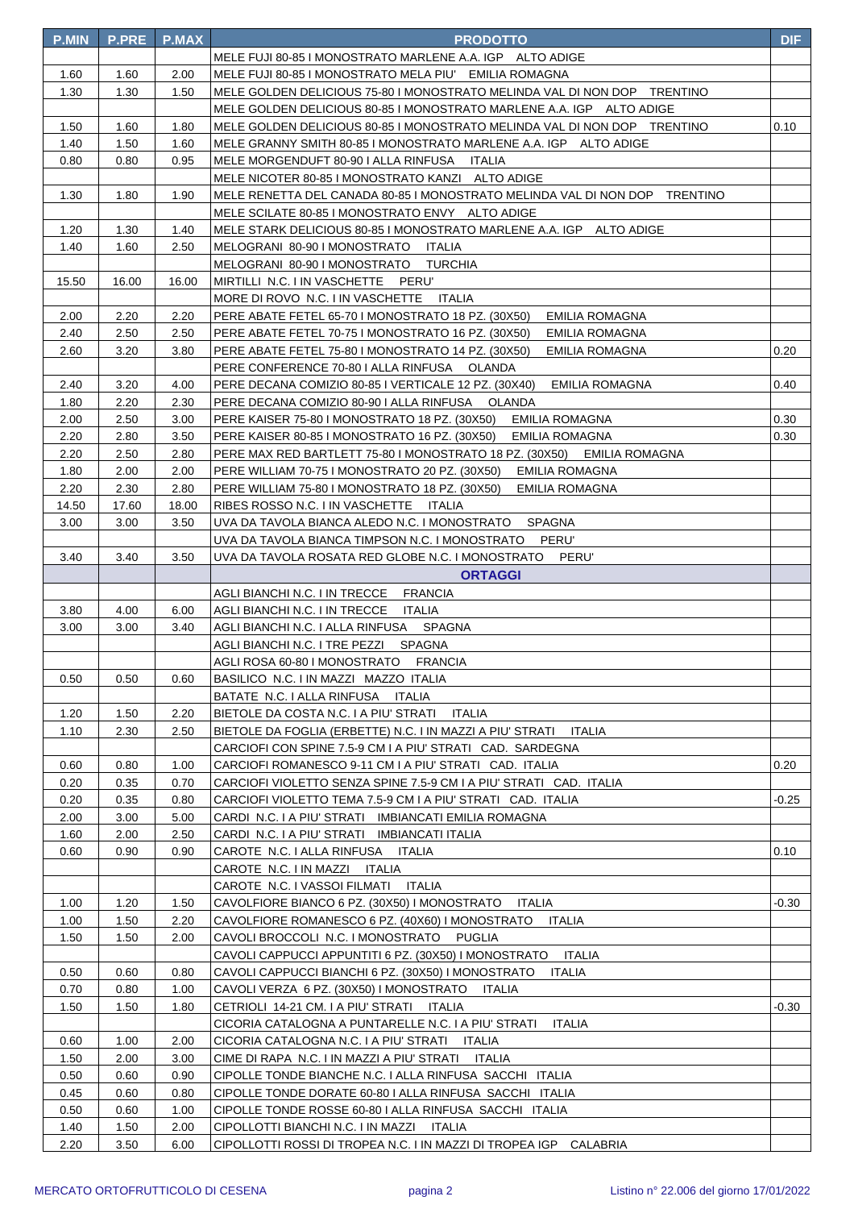| P.MIN | P.PRE | P.MAX | PRODOTTO | DIF |
|---|---|---|---|---|
| | | | MELE FUJI 80-85 I MONOSTRATO MARLENE A.A. IGP ALTO ADIGE | |
| 1.60 | 1.60 | 2.00 | MELE FUJI 80-85 I MONOSTRATO MELA PIU' EMILIA ROMAGNA | |
| 1.30 | 1.30 | 1.50 | MELE GOLDEN DELICIOUS 75-80 I MONOSTRATO MELINDA VAL DI NON DOP TRENTINO | |
| | | | MELE GOLDEN DELICIOUS 80-85 I MONOSTRATO MARLENE A.A. IGP ALTO ADIGE | |
| 1.50 | 1.60 | 1.80 | MELE GOLDEN DELICIOUS 80-85 I MONOSTRATO MELINDA VAL DI NON DOP TRENTINO | 0.10 |
| 1.40 | 1.50 | 1.60 | MELE GRANNY SMITH 80-85 I MONOSTRATO MARLENE A.A. IGP ALTO ADIGE | |
| 0.80 | 0.80 | 0.95 | MELE MORGENDUFT 80-90 I ALLA RINFUSA ITALIA | |
| | | | MELE NICOTER 80-85 I MONOSTRATO KANZI ALTO ADIGE | |
| 1.30 | 1.80 | 1.90 | MELE RENETTA DEL CANADA 80-85 I MONOSTRATO MELINDA VAL DI NON DOP TRENTINO | |
| | | | MELE SCILATE 80-85 I MONOSTRATO ENVY ALTO ADIGE | |
| 1.20 | 1.30 | 1.40 | MELE STARK DELICIOUS 80-85 I MONOSTRATO MARLENE A.A. IGP ALTO ADIGE | |
| 1.40 | 1.60 | 2.50 | MELOGRANI 80-90 I MONOSTRATO ITALIA | |
| | | | MELOGRANI 80-90 I MONOSTRATO TURCHIA | |
| 15.50 | 16.00 | 16.00 | MIRTILLI N.C. I IN VASCHETTE PERU' | |
| | | | MORE DI ROVO N.C. I IN VASCHETTE ITALIA | |
| 2.00 | 2.20 | 2.20 | PERE ABATE FETEL 65-70 I MONOSTRATO 18 PZ. (30X50) EMILIA ROMAGNA | |
| 2.40 | 2.50 | 2.50 | PERE ABATE FETEL 70-75 I MONOSTRATO 16 PZ. (30X50) EMILIA ROMAGNA | |
| 2.60 | 3.20 | 3.80 | PERE ABATE FETEL 75-80 I MONOSTRATO 14 PZ. (30X50) EMILIA ROMAGNA | 0.20 |
| | | | PERE CONFERENCE 70-80 I ALLA RINFUSA OLANDA | |
| 2.40 | 3.20 | 4.00 | PERE DECANA COMIZIO 80-85 I VERTICALE 12 PZ. (30X40) EMILIA ROMAGNA | 0.40 |
| 1.80 | 2.20 | 2.30 | PERE DECANA COMIZIO 80-90 I ALLA RINFUSA OLANDA | |
| 2.00 | 2.50 | 3.00 | PERE KAISER 75-80 I MONOSTRATO 18 PZ. (30X50) EMILIA ROMAGNA | 0.30 |
| 2.20 | 2.80 | 3.50 | PERE KAISER 80-85 I MONOSTRATO 16 PZ. (30X50) EMILIA ROMAGNA | 0.30 |
| 2.20 | 2.50 | 2.80 | PERE MAX RED BARTLETT 75-80 I MONOSTRATO 18 PZ. (30X50) EMILIA ROMAGNA | |
| 1.80 | 2.00 | 2.00 | PERE WILLIAM 70-75 I MONOSTRATO 20 PZ. (30X50) EMILIA ROMAGNA | |
| 2.20 | 2.30 | 2.80 | PERE WILLIAM 75-80 I MONOSTRATO 18 PZ. (30X50) EMILIA ROMAGNA | |
| 14.50 | 17.60 | 18.00 | RIBES ROSSO N.C. I IN VASCHETTE ITALIA | |
| 3.00 | 3.00 | 3.50 | UVA DA TAVOLA BIANCA ALEDO N.C. I MONOSTRATO SPAGNA | |
| | | | UVA DA TAVOLA BIANCA TIMPSON N.C. I MONOSTRATO PERU' | |
| 3.40 | 3.40 | 3.50 | UVA DA TAVOLA ROSATA RED GLOBE N.C. I MONOSTRATO PERU' | |
| | | | **ORTAGGI** | |
| | | | AGLI BIANCHI N.C. I IN TRECCE FRANCIA | |
| 3.80 | 4.00 | 6.00 | AGLI BIANCHI N.C. I IN TRECCE ITALIA | |
| 3.00 | 3.00 | 3.40 | AGLI BIANCHI N.C. I ALLA RINFUSA SPAGNA | |
| | | | AGLI BIANCHI N.C. I TRE PEZZI SPAGNA | |
| | | | AGLI ROSA 60-80 I MONOSTRATO FRANCIA | |
| 0.50 | 0.50 | 0.60 | BASILICO N.C. I IN MAZZI MAZZO ITALIA | |
| | | | BATATE N.C. I ALLA RINFUSA ITALIA | |
| 1.20 | 1.50 | 2.20 | BIETOLE DA COSTA N.C. I A PIU' STRATI ITALIA | |
| 1.10 | 2.30 | 2.50 | BIETOLE DA FOGLIA (ERBETTE) N.C. I IN MAZZI A PIU' STRATI ITALIA | |
| | | | CARCIOFI CON SPINE 7.5-9 CM I A PIU' STRATI CAD. SARDEGNA | |
| 0.60 | 0.80 | 1.00 | CARCIOFI ROMANESCO 9-11 CM I A PIU' STRATI CAD. ITALIA | 0.20 |
| 0.20 | 0.35 | 0.70 | CARCIOFI VIOLETTO SENZA SPINE 7.5-9 CM I A PIU' STRATI CAD. ITALIA | |
| 0.20 | 0.35 | 0.80 | CARCIOFI VIOLETTO TEMA 7.5-9 CM I A PIU' STRATI CAD. ITALIA | -0.25 |
| 2.00 | 3.00 | 5.00 | CARDI N.C. I A PIU' STRATI IMBIANCATI EMILIA ROMAGNA | |
| 1.60 | 2.00 | 2.50 | CARDI N.C. I A PIU' STRATI IMBIANCATI ITALIA | |
| 0.60 | 0.90 | 0.90 | CAROTE N.C. I ALLA RINFUSA ITALIA | 0.10 |
| | | | CAROTE N.C. I IN MAZZI ITALIA | |
| | | | CAROTE N.C. I VASSOI FILMATI ITALIA | |
| 1.00 | 1.20 | 1.50 | CAVOLFIORE BIANCO 6 PZ. (30X50) I MONOSTRATO ITALIA | -0.30 |
| 1.00 | 1.50 | 2.20 | CAVOLFIORE ROMANESCO 6 PZ. (40X60) I MONOSTRATO ITALIA | |
| 1.50 | 1.50 | 2.00 | CAVOLI BROCCOLI N.C. I MONOSTRATO PUGLIA | |
| | | | CAVOLI CAPPUCCI APPUNTITI 6 PZ. (30X50) I MONOSTRATO ITALIA | |
| 0.50 | 0.60 | 0.80 | CAVOLI CAPPUCCI BIANCHI 6 PZ. (30X50) I MONOSTRATO ITALIA | |
| 0.70 | 0.80 | 1.00 | CAVOLI VERZA 6 PZ. (30X50) I MONOSTRATO ITALIA | |
| 1.50 | 1.50 | 1.80 | CETRIOLI 14-21 CM. I A PIU' STRATI ITALIA | -0.30 |
| | | | CICORIA CATALOGNA A PUNTARELLE N.C. I A PIU' STRATI ITALIA | |
| 0.60 | 1.00 | 2.00 | CICORIA CATALOGNA N.C. I A PIU' STRATI ITALIA | |
| 1.50 | 2.00 | 3.00 | CIME DI RAPA N.C. I IN MAZZI A PIU' STRATI ITALIA | |
| 0.50 | 0.60 | 0.90 | CIPOLLE TONDE BIANCHE N.C. I ALLA RINFUSA SACCHI ITALIA | |
| 0.45 | 0.60 | 0.80 | CIPOLLE TONDE DORATE 60-80 I ALLA RINFUSA SACCHI ITALIA | |
| 0.50 | 0.60 | 1.00 | CIPOLLE TONDE ROSSE 60-80 I ALLA RINFUSA SACCHI ITALIA | |
| 1.40 | 1.50 | 2.00 | CIPOLLOTTI BIANCHI N.C. I IN MAZZI ITALIA | |
| 2.20 | 3.50 | 6.00 | CIPOLLOTTI ROSSI DI TROPEA N.C. I IN MAZZI DI TROPEA IGP CALABRIA | |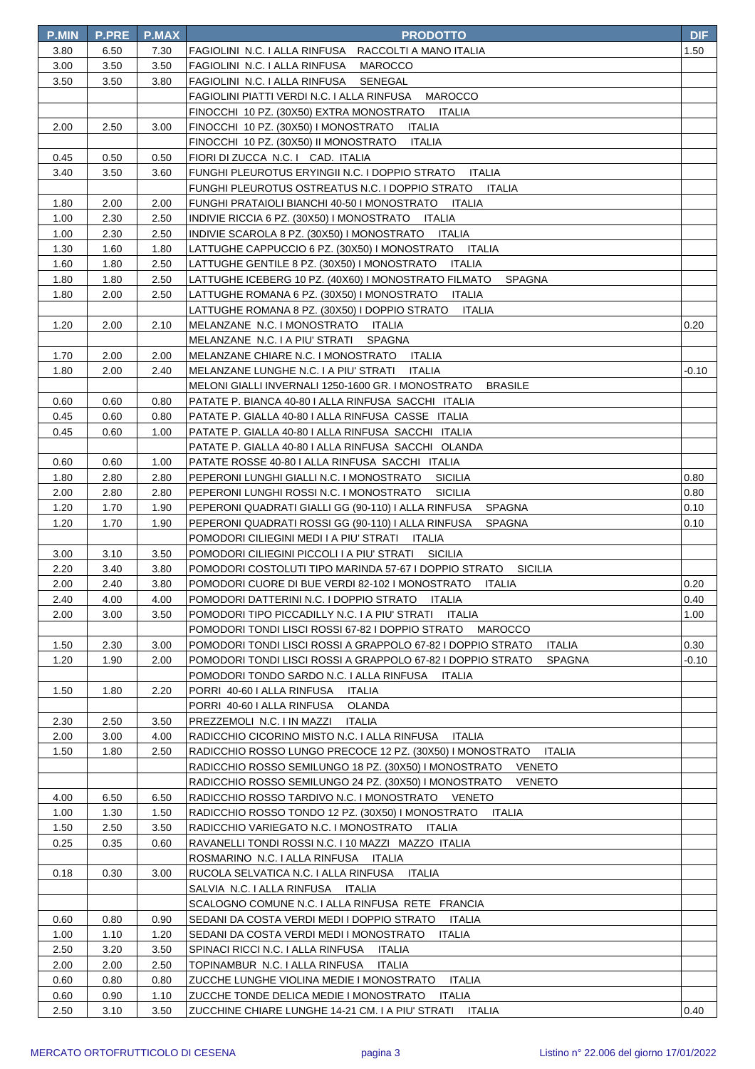| P.MIN | P.PRE | P.MAX | PRODOTTO | DIF |
|---|---|---|---|---|
| 3.80 | 6.50 | 7.30 | FAGIOLINI N.C. I ALLA RINFUSA RACCOLTI A MANO ITALIA | 1.50 |
| 3.00 | 3.50 | 3.50 | FAGIOLINI N.C. I ALLA RINFUSA MAROCCO | |
| 3.50 | 3.50 | 3.80 | FAGIOLINI N.C. I ALLA RINFUSA SENEGAL | |
| | | | FAGIOLINI PIATTI VERDI N.C. I ALLA RINFUSA MAROCCO | |
| | | | FINOCCHI 10 PZ. (30X50) EXTRA MONOSTRATO ITALIA | |
| 2.00 | 2.50 | 3.00 | FINOCCHI 10 PZ. (30X50) I MONOSTRATO ITALIA | |
| | | | FINOCCHI 10 PZ. (30X50) II MONOSTRATO ITALIA | |
| 0.45 | 0.50 | 0.50 | FIORI DI ZUCCA N.C. I CAD. ITALIA | |
| 3.40 | 3.50 | 3.60 | FUNGHI PLEUROTUS ERYINGII N.C. I DOPPIO STRATO ITALIA | |
| | | | FUNGHI PLEUROTUS OSTREATUS N.C. I DOPPIO STRATO ITALIA | |
| 1.80 | 2.00 | 2.00 | FUNGHI PRATAIOLI BIANCHI 40-50 I MONOSTRATO ITALIA | |
| 1.00 | 2.30 | 2.50 | INDIVIE RICCIA 6 PZ. (30X50) I MONOSTRATO ITALIA | |
| 1.00 | 2.30 | 2.50 | INDIVIE SCAROLA 8 PZ. (30X50) I MONOSTRATO ITALIA | |
| 1.30 | 1.60 | 1.80 | LATTUGHE CAPPUCCIO 6 PZ. (30X50) I MONOSTRATO ITALIA | |
| 1.60 | 1.80 | 2.50 | LATTUGHE GENTILE 8 PZ. (30X50) I MONOSTRATO ITALIA | |
| 1.80 | 1.80 | 2.50 | LATTUGHE ICEBERG 10 PZ. (40X60) I MONOSTRATO FILMATO SPAGNA | |
| 1.80 | 2.00 | 2.50 | LATTUGHE ROMANA 6 PZ. (30X50) I MONOSTRATO ITALIA | |
| | | | LATTUGHE ROMANA 8 PZ. (30X50) I DOPPIO STRATO ITALIA | |
| 1.20 | 2.00 | 2.10 | MELANZANE N.C. I MONOSTRATO ITALIA | 0.20 |
| | | | MELANZANE N.C. I A PIU' STRATI SPAGNA | |
| 1.70 | 2.00 | 2.00 | MELANZANE CHIARE N.C. I MONOSTRATO ITALIA | |
| 1.80 | 2.00 | 2.40 | MELANZANE LUNGHE N.C. I A PIU' STRATI ITALIA | -0.10 |
| | | | MELONI GIALLI INVERNALI 1250-1600 GR. I MONOSTRATO BRASILE | |
| 0.60 | 0.60 | 0.80 | PATATE P. BIANCA 40-80 I ALLA RINFUSA SACCHI ITALIA | |
| 0.45 | 0.60 | 0.80 | PATATE P. GIALLA 40-80 I ALLA RINFUSA CASSE ITALIA | |
| 0.45 | 0.60 | 1.00 | PATATE P. GIALLA 40-80 I ALLA RINFUSA SACCHI ITALIA | |
| | | | PATATE P. GIALLA 40-80 I ALLA RINFUSA SACCHI OLANDA | |
| 0.60 | 0.60 | 1.00 | PATATE ROSSE 40-80 I ALLA RINFUSA SACCHI ITALIA | |
| 1.80 | 2.80 | 2.80 | PEPERONI LUNGHI GIALLI N.C. I MONOSTRATO SICILIA | 0.80 |
| 2.00 | 2.80 | 2.80 | PEPERONI LUNGHI ROSSI N.C. I MONOSTRATO SICILIA | 0.80 |
| 1.20 | 1.70 | 1.90 | PEPERONI QUADRATI GIALLI GG (90-110) I ALLA RINFUSA SPAGNA | 0.10 |
| 1.20 | 1.70 | 1.90 | PEPERONI QUADRATI ROSSI GG (90-110) I ALLA RINFUSA SPAGNA | 0.10 |
| | | | POMODORI CILIEGINI MEDI I A PIU' STRATI ITALIA | |
| 3.00 | 3.10 | 3.50 | POMODORI CILIEGINI PICCOLI I A PIU' STRATI SICILIA | |
| 2.20 | 3.40 | 3.80 | POMODORI COSTOLUTI TIPO MARINDA 57-67 I DOPPIO STRATO SICILIA | |
| 2.00 | 2.40 | 3.80 | POMODORI CUORE DI BUE VERDI 82-102 I MONOSTRATO ITALIA | 0.20 |
| 2.40 | 4.00 | 4.00 | POMODORI DATTERINI N.C. I DOPPIO STRATO ITALIA | 0.40 |
| 2.00 | 3.00 | 3.50 | POMODORI TIPO PICCADILLY N.C. I A PIU' STRATI ITALIA | 1.00 |
| | | | POMODORI TONDI LISCI ROSSI 67-82 I DOPPIO STRATO MAROCCO | |
| 1.50 | 2.30 | 3.00 | POMODORI TONDI LISCI ROSSI A GRAPPOLO 67-82 I DOPPIO STRATO ITALIA | 0.30 |
| 1.20 | 1.90 | 2.00 | POMODORI TONDI LISCI ROSSI A GRAPPOLO 67-82 I DOPPIO STRATO SPAGNA | -0.10 |
| | | | POMODORI TONDO SARDO N.C. I ALLA RINFUSA ITALIA | |
| 1.50 | 1.80 | 2.20 | PORRI 40-60 I ALLA RINFUSA ITALIA | |
| | | | PORRI 40-60 I ALLA RINFUSA OLANDA | |
| 2.30 | 2.50 | 3.50 | PREZZEMOLI N.C. I IN MAZZI ITALIA | |
| 2.00 | 3.00 | 4.00 | RADICCHIO CICORINO MISTO N.C. I ALLA RINFUSA ITALIA | |
| 1.50 | 1.80 | 2.50 | RADICCHIO ROSSO LUNGO PRECOCE 12 PZ. (30X50) I MONOSTRATO ITALIA | |
| | | | RADICCHIO ROSSO SEMILUNGO 18 PZ. (30X50) I MONOSTRATO VENETO | |
| | | | RADICCHIO ROSSO SEMILUNGO 24 PZ. (30X50) I MONOSTRATO VENETO | |
| 4.00 | 6.50 | 6.50 | RADICCHIO ROSSO TARDIVO N.C. I MONOSTRATO VENETO | |
| 1.00 | 1.30 | 1.50 | RADICCHIO ROSSO TONDO 12 PZ. (30X50) I MONOSTRATO ITALIA | |
| 1.50 | 2.50 | 3.50 | RADICCHIO VARIEGATO N.C. I MONOSTRATO ITALIA | |
| 0.25 | 0.35 | 0.60 | RAVANELLI TONDI ROSSI N.C. I 10 MAZZI MAZZO ITALIA | |
| | | | ROSMARINO N.C. I ALLA RINFUSA ITALIA | |
| 0.18 | 0.30 | 3.00 | RUCOLA SELVATICA N.C. I ALLA RINFUSA ITALIA | |
| | | | SALVIA N.C. I ALLA RINFUSA ITALIA | |
| | | | SCALOGNO COMUNE N.C. I ALLA RINFUSA RETE FRANCIA | |
| 0.60 | 0.80 | 0.90 | SEDANI DA COSTA VERDI MEDI I DOPPIO STRATO ITALIA | |
| 1.00 | 1.10 | 1.20 | SEDANI DA COSTA VERDI MEDI I MONOSTRATO ITALIA | |
| 2.50 | 3.20 | 3.50 | SPINACI RICCI N.C. I ALLA RINFUSA ITALIA | |
| 2.00 | 2.00 | 2.50 | TOPINAMBUR N.C. I ALLA RINFUSA ITALIA | |
| 0.60 | 0.80 | 0.80 | ZUCCHE LUNGHE VIOLINA MEDIE I MONOSTRATO ITALIA | |
| 0.60 | 0.90 | 1.10 | ZUCCHE TONDE DELICA MEDIE I MONOSTRATO ITALIA | |
| 2.50 | 3.10 | 3.50 | ZUCCHINE CHIARE LUNGHE 14-21 CM. I A PIU' STRATI ITALIA | 0.40 |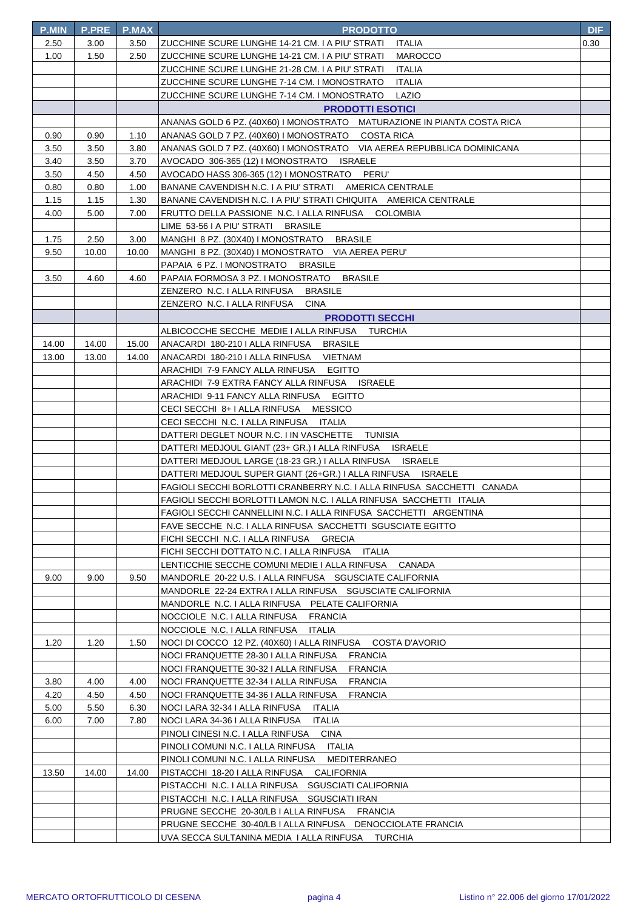| P.MIN | P.PRE | P.MAX | PRODOTTO | DIF |
|---|---|---|---|---|
| 2.50 | 3.00 | 3.50 | ZUCCHINE SCURE LUNGHE 14-21 CM. I A PIU' STRATI ITALIA | 0.30 |
| 1.00 | 1.50 | 2.50 | ZUCCHINE SCURE LUNGHE 14-21 CM. I A PIU' STRATI MAROCCO | |
| | | | ZUCCHINE SCURE LUNGHE 21-28 CM. I A PIU' STRATI ITALIA | |
| | | | ZUCCHINE SCURE LUNGHE 7-14 CM. I MONOSTRATO ITALIA | |
| | | | ZUCCHINE SCURE LUNGHE 7-14 CM. I MONOSTRATO LAZIO | |
| | | | **PRODOTTI ESOTICI** | |
| | | | ANANAS GOLD 6 PZ. (40X60) I MONOSTRATO MATURAZIONE IN PIANTA COSTA RICA | |
| 0.90 | 0.90 | 1.10 | ANANAS GOLD 7 PZ. (40X60) I MONOSTRATO COSTA RICA | |
| 3.50 | 3.50 | 3.80 | ANANAS GOLD 7 PZ. (40X60) I MONOSTRATO VIA AEREA REPUBBLICA DOMINICANA | |
| 3.40 | 3.50 | 3.70 | AVOCADO 306-365 (12) I MONOSTRATO ISRAELE | |
| 3.50 | 4.50 | 4.50 | AVOCADO HASS 306-365 (12) I MONOSTRATO PERU' | |
| 0.80 | 0.80 | 1.00 | BANANE CAVENDISH N.C. I A PIU' STRATI AMERICA CENTRALE | |
| 1.15 | 1.15 | 1.30 | BANANE CAVENDISH N.C. I A PIU' STRATI CHIQUITA AMERICA CENTRALE | |
| 4.00 | 5.00 | 7.00 | FRUTTO DELLA PASSIONE N.C. I ALLA RINFUSA COLOMBIA | |
| | | | LIME 53-56 I A PIU' STRATI BRASILE | |
| 1.75 | 2.50 | 3.00 | MANGHI 8 PZ. (30X40) I MONOSTRATO BRASILE | |
| 9.50 | 10.00 | 10.00 | MANGHI 8 PZ. (30X40) I MONOSTRATO VIA AEREA PERU' | |
| | | | PAPAIA 6 PZ. I MONOSTRATO BRASILE | |
| 3.50 | 4.60 | 4.60 | PAPAIA FORMOSA 3 PZ. I MONOSTRATO BRASILE | |
| | | | ZENZERO N.C. I ALLA RINFUSA BRASILE | |
| | | | ZENZERO N.C. I ALLA RINFUSA CINA | |
| | | | **PRODOTTI SECCHI** | |
| | | | ALBICOCCHE SECCHE MEDIE I ALLA RINFUSA TURCHIA | |
| 14.00 | 14.00 | 15.00 | ANACARDI 180-210 I ALLA RINFUSA BRASILE | |
| 13.00 | 13.00 | 14.00 | ANACARDI 180-210 I ALLA RINFUSA VIETNAM | |
| | | | ARACHIDI 7-9 FANCY ALLA RINFUSA EGITTO | |
| | | | ARACHIDI 7-9 EXTRA FANCY ALLA RINFUSA ISRAELE | |
| | | | ARACHIDI 9-11 FANCY ALLA RINFUSA EGITTO | |
| | | | CECI SECCHI 8+ I ALLA RINFUSA MESSICO | |
| | | | CECI SECCHI N.C. I ALLA RINFUSA ITALIA | |
| | | | DATTERI DEGLET NOUR N.C. I IN VASCHETTE TUNISIA | |
| | | | DATTERI MEDJOUL GIANT (23+ GR.) I ALLA RINFUSA ISRAELE | |
| | | | DATTERI MEDJOUL LARGE (18-23 GR.) I ALLA RINFUSA ISRAELE | |
| | | | DATTERI MEDJOUL SUPER GIANT (26+GR.) I ALLA RINFUSA ISRAELE | |
| | | | FAGIOLI SECCHI BORLOTTI CRANBERRY N.C. I ALLA RINFUSA SACCHETTI CANADA | |
| | | | FAGIOLI SECCHI BORLOTTI LAMON N.C. I ALLA RINFUSA SACCHETTI ITALIA | |
| | | | FAGIOLI SECCHI CANNELLINI N.C. I ALLA RINFUSA SACCHETTI ARGENTINA | |
| | | | FAVE SECCHE N.C. I ALLA RINFUSA SACCHETTI SGUSCIATE EGITTO | |
| | | | FICHI SECCHI N.C. I ALLA RINFUSA GRECIA | |
| | | | FICHI SECCHI DOTTATO N.C. I ALLA RINFUSA ITALIA | |
| | | | LENTICCHIE SECCHE COMUNI MEDIE I ALLA RINFUSA CANADA | |
| 9.00 | 9.00 | 9.50 | MANDORLE 20-22 U.S. I ALLA RINFUSA SGUSCIATE CALIFORNIA | |
| | | | MANDORLE 22-24 EXTRA I ALLA RINFUSA SGUSCIATE CALIFORNIA | |
| | | | MANDORLE N.C. I ALLA RINFUSA PELATE CALIFORNIA | |
| | | | NOCCIOLE N.C. I ALLA RINFUSA FRANCIA | |
| | | | NOCCIOLE N.C. I ALLA RINFUSA ITALIA | |
| 1.20 | 1.20 | 1.50 | NOCI DI COCCO 12 PZ. (40X60) I ALLA RINFUSA COSTA D'AVORIO | |
| | | | NOCI FRANQUETTE 28-30 I ALLA RINFUSA FRANCIA | |
| | | | NOCI FRANQUETTE 30-32 I ALLA RINFUSA FRANCIA | |
| 3.80 | 4.00 | 4.00 | NOCI FRANQUETTE 32-34 I ALLA RINFUSA FRANCIA | |
| 4.20 | 4.50 | 4.50 | NOCI FRANQUETTE 34-36 I ALLA RINFUSA FRANCIA | |
| 5.00 | 5.50 | 6.30 | NOCI LARA 32-34 I ALLA RINFUSA ITALIA | |
| 6.00 | 7.00 | 7.80 | NOCI LARA 34-36 I ALLA RINFUSA ITALIA | |
| | | | PINOLI CINESI N.C. I ALLA RINFUSA CINA | |
| | | | PINOLI COMUNI N.C. I ALLA RINFUSA ITALIA | |
| | | | PINOLI COMUNI N.C. I ALLA RINFUSA MEDITERRANEO | |
| 13.50 | 14.00 | 14.00 | PISTACCHI 18-20 I ALLA RINFUSA CALIFORNIA | |
| | | | PISTACCHI N.C. I ALLA RINFUSA SGUSCIATI CALIFORNIA | |
| | | | PISTACCHI N.C. I ALLA RINFUSA SGUSCIATI IRAN | |
| | | | PRUGNE SECCHE 20-30/LB I ALLA RINFUSA FRANCIA | |
| | | | PRUGNE SECCHE 30-40/LB I ALLA RINFUSA DENOCCIOLATE FRANCIA | |
| | | | UVA SECCA SULTANINA MEDIA I ALLA RINFUSA TURCHIA | |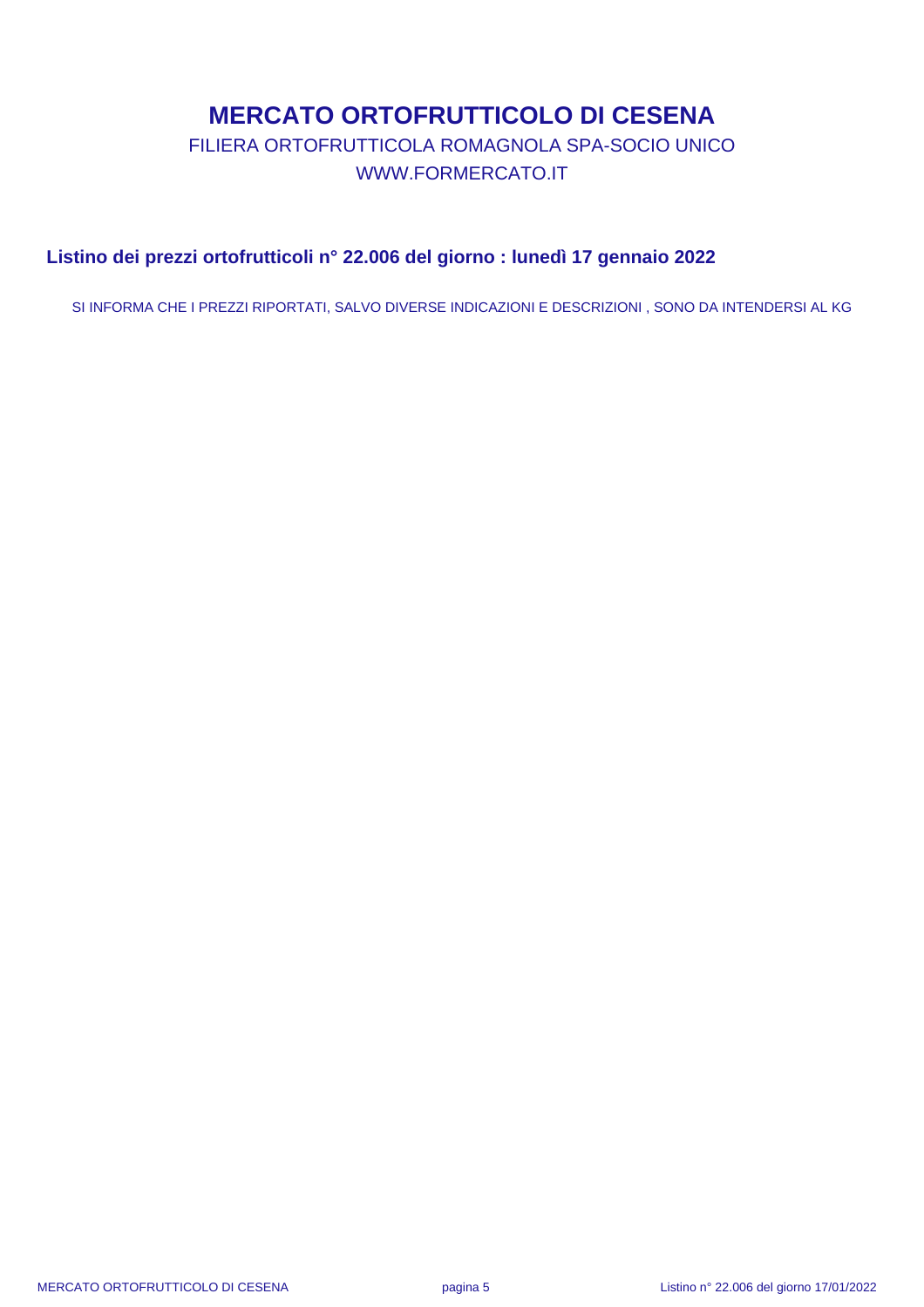# MERCATO ORTOFRUTTICOLO DI CESENA

FILIERA ORTOFRUTTICOLA ROMAGNOLA SPA-SOCIO UNICO

WWW.FORMERCATO.IT

## Listino dei prezzi ortofrutticoli n° 22.006 del giorno : lunedì 17 gennaio 2022

SI INFORMA CHE I PREZZI RIPORTATI, SALVO DIVERSE INDICAZIONI E DESCRIZIONI , SONO DA INTENDERSI AL KG